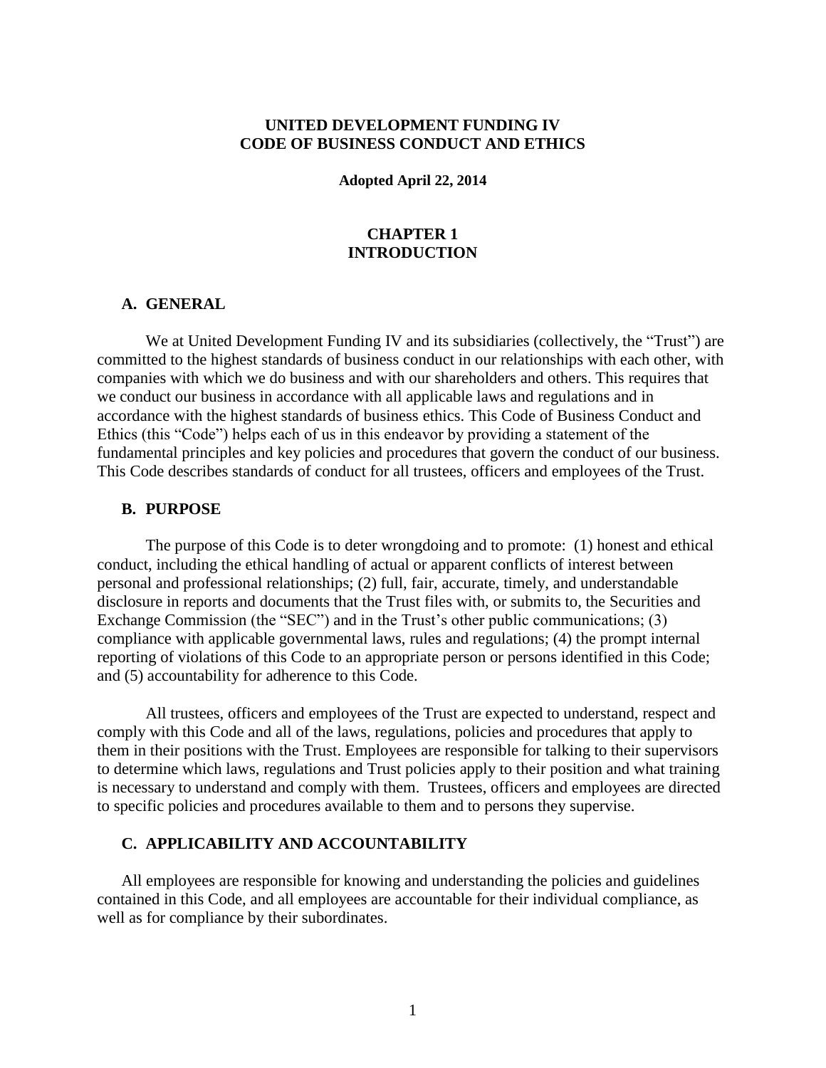# UNITED DEVELOPMENT FUNDING IV
# CODE OF BUSINESS CONDUCT AND ETHICS

**Adopted April 22, 2014**

## CHAPTER 1
## INTRODUCTION

### A. GENERAL

We at United Development Funding IV and its subsidiaries (collectively, the "Trust") are committed to the highest standards of business conduct in our relationships with each other, with companies with which we do business and with our shareholders and others. This requires that we conduct our business in accordance with all applicable laws and regulations and in accordance with the highest standards of business ethics. This Code of Business Conduct and Ethics (this "Code") helps each of us in this endeavor by providing a statement of the fundamental principles and key policies and procedures that govern the conduct of our business. This Code describes standards of conduct for all trustees, officers and employees of the Trust.

### B. PURPOSE

The purpose of this Code is to deter wrongdoing and to promote: (1) honest and ethical conduct, including the ethical handling of actual or apparent conflicts of interest between personal and professional relationships; (2) full, fair, accurate, timely, and understandable disclosure in reports and documents that the Trust files with, or submits to, the Securities and Exchange Commission (the "SEC") and in the Trust's other public communications; (3) compliance with applicable governmental laws, rules and regulations; (4) the prompt internal reporting of violations of this Code to an appropriate person or persons identified in this Code; and (5) accountability for adherence to this Code.

All trustees, officers and employees of the Trust are expected to understand, respect and comply with this Code and all of the laws, regulations, policies and procedures that apply to them in their positions with the Trust. Employees are responsible for talking to their supervisors to determine which laws, regulations and Trust policies apply to their position and what training is necessary to understand and comply with them. Trustees, officers and employees are directed to specific policies and procedures available to them and to persons they supervise.

### C. APPLICABILITY AND ACCOUNTABILITY

All employees are responsible for knowing and understanding the policies and guidelines contained in this Code, and all employees are accountable for their individual compliance, as well as for compliance by their subordinates.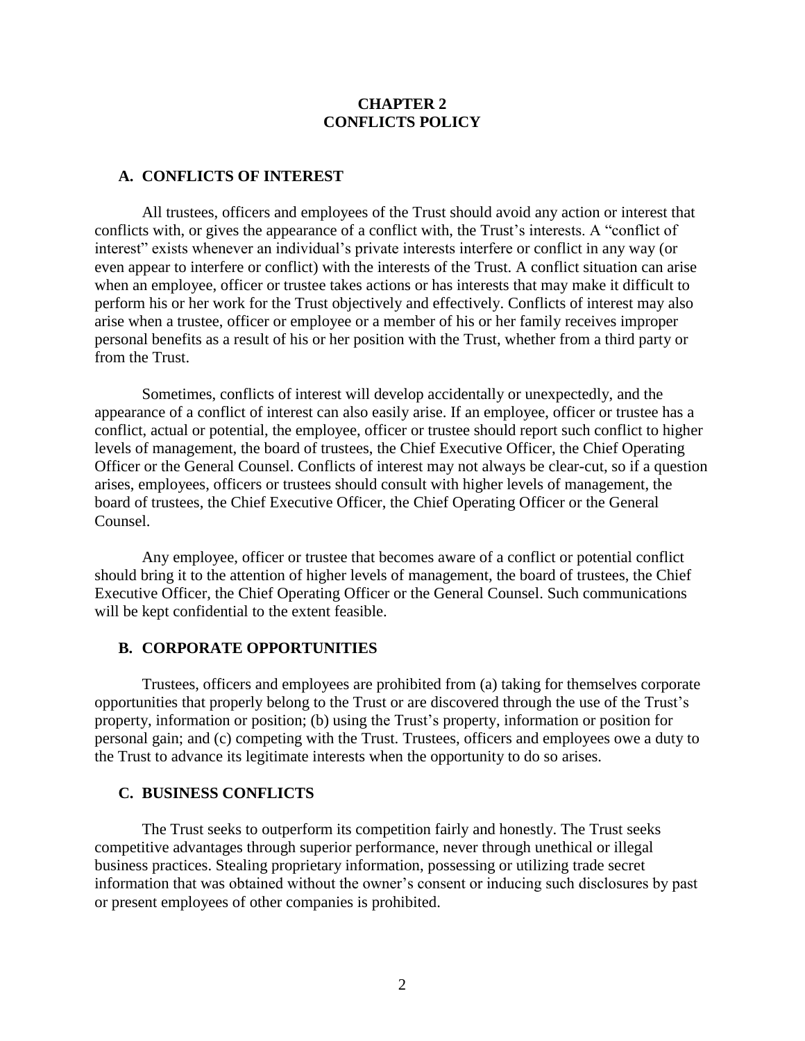# CHAPTER 2
# CONFLICTS POLICY

## A. CONFLICTS OF INTEREST

All trustees, officers and employees of the Trust should avoid any action or interest that conflicts with, or gives the appearance of a conflict with, the Trust's interests. A "conflict of interest" exists whenever an individual's private interests interfere or conflict in any way (or even appear to interfere or conflict) with the interests of the Trust. A conflict situation can arise when an employee, officer or trustee takes actions or has interests that may make it difficult to perform his or her work for the Trust objectively and effectively. Conflicts of interest may also arise when a trustee, officer or employee or a member of his or her family receives improper personal benefits as a result of his or her position with the Trust, whether from a third party or from the Trust.

Sometimes, conflicts of interest will develop accidentally or unexpectedly, and the appearance of a conflict of interest can also easily arise. If an employee, officer or trustee has a conflict, actual or potential, the employee, officer or trustee should report such conflict to higher levels of management, the board of trustees, the Chief Executive Officer, the Chief Operating Officer or the General Counsel. Conflicts of interest may not always be clear-cut, so if a question arises, employees, officers or trustees should consult with higher levels of management, the board of trustees, the Chief Executive Officer, the Chief Operating Officer or the General Counsel.

Any employee, officer or trustee that becomes aware of a conflict or potential conflict should bring it to the attention of higher levels of management, the board of trustees, the Chief Executive Officer, the Chief Operating Officer or the General Counsel. Such communications will be kept confidential to the extent feasible.

## B. CORPORATE OPPORTUNITIES

Trustees, officers and employees are prohibited from (a) taking for themselves corporate opportunities that properly belong to the Trust or are discovered through the use of the Trust's property, information or position; (b) using the Trust's property, information or position for personal gain; and (c) competing with the Trust. Trustees, officers and employees owe a duty to the Trust to advance its legitimate interests when the opportunity to do so arises.

## C. BUSINESS CONFLICTS

The Trust seeks to outperform its competition fairly and honestly. The Trust seeks competitive advantages through superior performance, never through unethical or illegal business practices. Stealing proprietary information, possessing or utilizing trade secret information that was obtained without the owner's consent or inducing such disclosures by past or present employees of other companies is prohibited.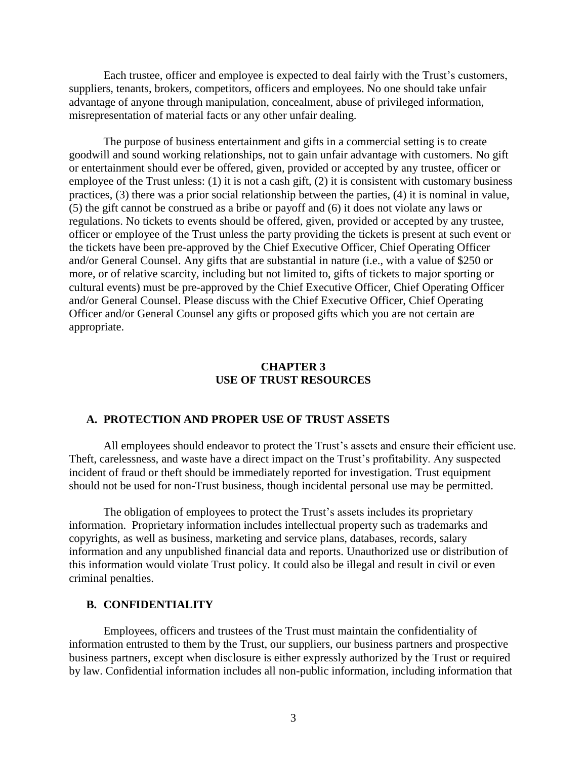Each trustee, officer and employee is expected to deal fairly with the Trust's customers, suppliers, tenants, brokers, competitors, officers and employees. No one should take unfair advantage of anyone through manipulation, concealment, abuse of privileged information, misrepresentation of material facts or any other unfair dealing.

The purpose of business entertainment and gifts in a commercial setting is to create goodwill and sound working relationships, not to gain unfair advantage with customers. No gift or entertainment should ever be offered, given, provided or accepted by any trustee, officer or employee of the Trust unless: (1) it is not a cash gift, (2) it is consistent with customary business practices, (3) there was a prior social relationship between the parties, (4) it is nominal in value, (5) the gift cannot be construed as a bribe or payoff and (6) it does not violate any laws or regulations. No tickets to events should be offered, given, provided or accepted by any trustee, officer or employee of the Trust unless the party providing the tickets is present at such event or the tickets have been pre-approved by the Chief Executive Officer, Chief Operating Officer and/or General Counsel. Any gifts that are substantial in nature (i.e., with a value of $250 or more, or of relative scarcity, including but not limited to, gifts of tickets to major sporting or cultural events) must be pre-approved by the Chief Executive Officer, Chief Operating Officer and/or General Counsel. Please discuss with the Chief Executive Officer, Chief Operating Officer and/or General Counsel any gifts or proposed gifts which you are not certain are appropriate.

# CHAPTER 3
# USE OF TRUST RESOURCES

## A. PROTECTION AND PROPER USE OF TRUST ASSETS

All employees should endeavor to protect the Trust's assets and ensure their efficient use. Theft, carelessness, and waste have a direct impact on the Trust's profitability. Any suspected incident of fraud or theft should be immediately reported for investigation. Trust equipment should not be used for non-Trust business, though incidental personal use may be permitted.

The obligation of employees to protect the Trust's assets includes its proprietary information. Proprietary information includes intellectual property such as trademarks and copyrights, as well as business, marketing and service plans, databases, records, salary information and any unpublished financial data and reports. Unauthorized use or distribution of this information would violate Trust policy. It could also be illegal and result in civil or even criminal penalties.

## B. CONFIDENTIALITY

Employees, officers and trustees of the Trust must maintain the confidentiality of information entrusted to them by the Trust, our suppliers, our business partners and prospective business partners, except when disclosure is either expressly authorized by the Trust or required by law. Confidential information includes all non-public information, including information that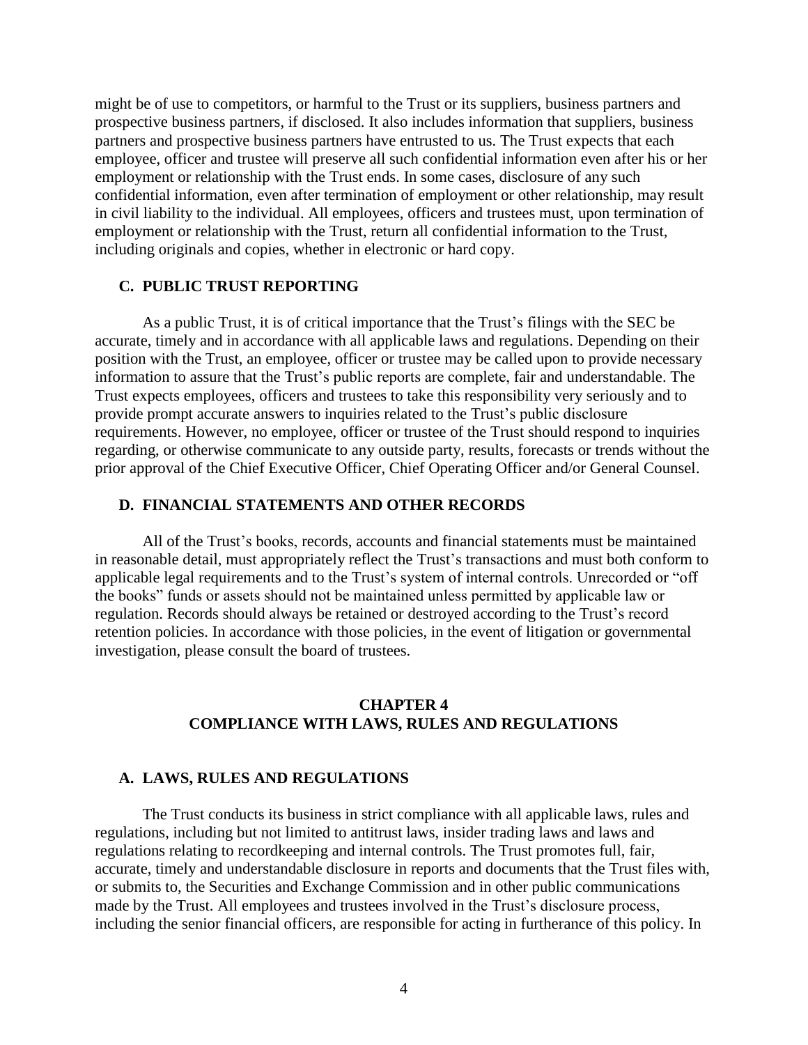might be of use to competitors, or harmful to the Trust or its suppliers, business partners and prospective business partners, if disclosed. It also includes information that suppliers, business partners and prospective business partners have entrusted to us. The Trust expects that each employee, officer and trustee will preserve all such confidential information even after his or her employment or relationship with the Trust ends. In some cases, disclosure of any such confidential information, even after termination of employment or other relationship, may result in civil liability to the individual. All employees, officers and trustees must, upon termination of employment or relationship with the Trust, return all confidential information to the Trust, including originals and copies, whether in electronic or hard copy.

### C. PUBLIC TRUST REPORTING

As a public Trust, it is of critical importance that the Trust's filings with the SEC be accurate, timely and in accordance with all applicable laws and regulations. Depending on their position with the Trust, an employee, officer or trustee may be called upon to provide necessary information to assure that the Trust's public reports are complete, fair and understandable. The Trust expects employees, officers and trustees to take this responsibility very seriously and to provide prompt accurate answers to inquiries related to the Trust's public disclosure requirements. However, no employee, officer or trustee of the Trust should respond to inquiries regarding, or otherwise communicate to any outside party, results, forecasts or trends without the prior approval of the Chief Executive Officer, Chief Operating Officer and/or General Counsel.

### D. FINANCIAL STATEMENTS AND OTHER RECORDS

All of the Trust's books, records, accounts and financial statements must be maintained in reasonable detail, must appropriately reflect the Trust's transactions and must both conform to applicable legal requirements and to the Trust's system of internal controls. Unrecorded or "off the books" funds or assets should not be maintained unless permitted by applicable law or regulation. Records should always be retained or destroyed according to the Trust's record retention policies. In accordance with those policies, in the event of litigation or governmental investigation, please consult the board of trustees.

## CHAPTER 4
## COMPLIANCE WITH LAWS, RULES AND REGULATIONS

### A. LAWS, RULES AND REGULATIONS

The Trust conducts its business in strict compliance with all applicable laws, rules and regulations, including but not limited to antitrust laws, insider trading laws and laws and regulations relating to recordkeeping and internal controls. The Trust promotes full, fair, accurate, timely and understandable disclosure in reports and documents that the Trust files with, or submits to, the Securities and Exchange Commission and in other public communications made by the Trust. All employees and trustees involved in the Trust's disclosure process, including the senior financial officers, are responsible for acting in furtherance of this policy. In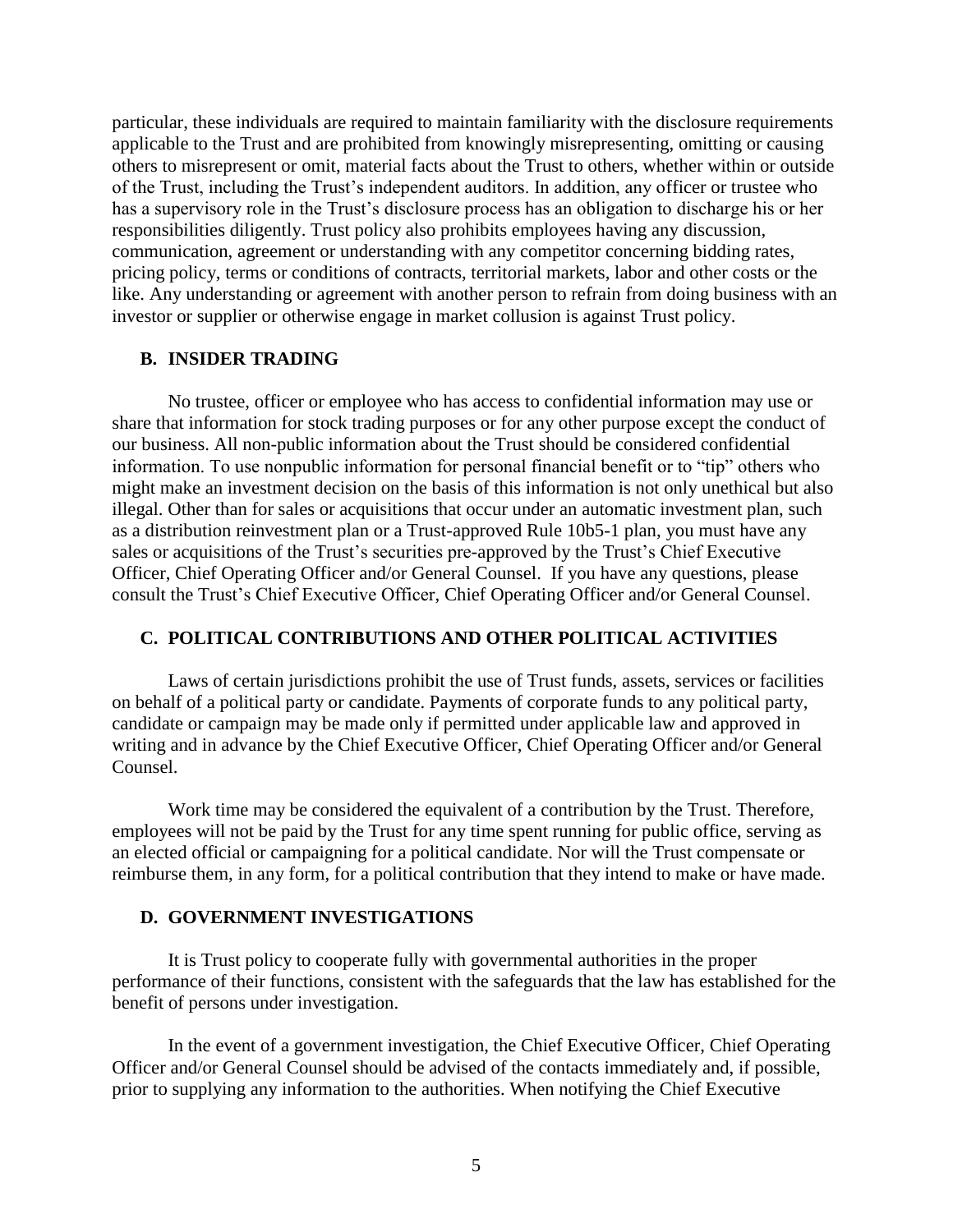particular, these individuals are required to maintain familiarity with the disclosure requirements applicable to the Trust and are prohibited from knowingly misrepresenting, omitting or causing others to misrepresent or omit, material facts about the Trust to others, whether within or outside of the Trust, including the Trust's independent auditors. In addition, any officer or trustee who has a supervisory role in the Trust's disclosure process has an obligation to discharge his or her responsibilities diligently. Trust policy also prohibits employees having any discussion, communication, agreement or understanding with any competitor concerning bidding rates, pricing policy, terms or conditions of contracts, territorial markets, labor and other costs or the like. Any understanding or agreement with another person to refrain from doing business with an investor or supplier or otherwise engage in market collusion is against Trust policy.

### B. INSIDER TRADING

No trustee, officer or employee who has access to confidential information may use or share that information for stock trading purposes or for any other purpose except the conduct of our business. All non-public information about the Trust should be considered confidential information. To use nonpublic information for personal financial benefit or to "tip" others who might make an investment decision on the basis of this information is not only unethical but also illegal. Other than for sales or acquisitions that occur under an automatic investment plan, such as a distribution reinvestment plan or a Trust-approved Rule 10b5-1 plan, you must have any sales or acquisitions of the Trust's securities pre-approved by the Trust's Chief Executive Officer, Chief Operating Officer and/or General Counsel. If you have any questions, please consult the Trust's Chief Executive Officer, Chief Operating Officer and/or General Counsel.

### C. POLITICAL CONTRIBUTIONS AND OTHER POLITICAL ACTIVITIES

Laws of certain jurisdictions prohibit the use of Trust funds, assets, services or facilities on behalf of a political party or candidate. Payments of corporate funds to any political party, candidate or campaign may be made only if permitted under applicable law and approved in writing and in advance by the Chief Executive Officer, Chief Operating Officer and/or General Counsel.

Work time may be considered the equivalent of a contribution by the Trust. Therefore, employees will not be paid by the Trust for any time spent running for public office, serving as an elected official or campaigning for a political candidate. Nor will the Trust compensate or reimburse them, in any form, for a political contribution that they intend to make or have made.

### D. GOVERNMENT INVESTIGATIONS

It is Trust policy to cooperate fully with governmental authorities in the proper performance of their functions, consistent with the safeguards that the law has established for the benefit of persons under investigation.

In the event of a government investigation, the Chief Executive Officer, Chief Operating Officer and/or General Counsel should be advised of the contacts immediately and, if possible, prior to supplying any information to the authorities. When notifying the Chief Executive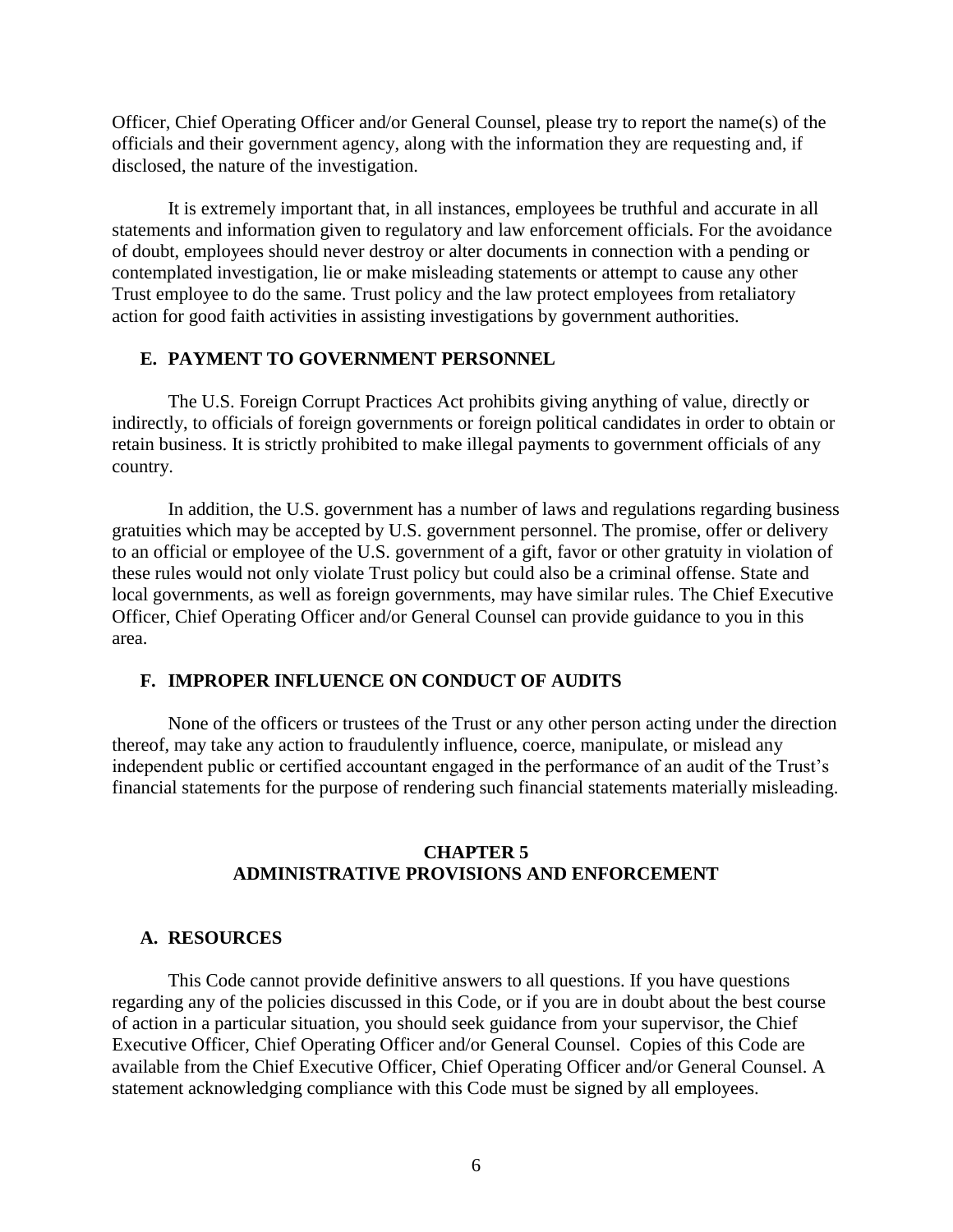Officer, Chief Operating Officer and/or General Counsel, please try to report the name(s) of the officials and their government agency, along with the information they are requesting and, if disclosed, the nature of the investigation.

It is extremely important that, in all instances, employees be truthful and accurate in all statements and information given to regulatory and law enforcement officials. For the avoidance of doubt, employees should never destroy or alter documents in connection with a pending or contemplated investigation, lie or make misleading statements or attempt to cause any other Trust employee to do the same. Trust policy and the law protect employees from retaliatory action for good faith activities in assisting investigations by government authorities.

### E. PAYMENT TO GOVERNMENT PERSONNEL

The U.S. Foreign Corrupt Practices Act prohibits giving anything of value, directly or indirectly, to officials of foreign governments or foreign political candidates in order to obtain or retain business. It is strictly prohibited to make illegal payments to government officials of any country.

In addition, the U.S. government has a number of laws and regulations regarding business gratuities which may be accepted by U.S. government personnel. The promise, offer or delivery to an official or employee of the U.S. government of a gift, favor or other gratuity in violation of these rules would not only violate Trust policy but could also be a criminal offense. State and local governments, as well as foreign governments, may have similar rules. The Chief Executive Officer, Chief Operating Officer and/or General Counsel can provide guidance to you in this area.

### F. IMPROPER INFLUENCE ON CONDUCT OF AUDITS

None of the officers or trustees of the Trust or any other person acting under the direction thereof, may take any action to fraudulently influence, coerce, manipulate, or mislead any independent public or certified accountant engaged in the performance of an audit of the Trust's financial statements for the purpose of rendering such financial statements materially misleading.

## CHAPTER 5
## ADMINISTRATIVE PROVISIONS AND ENFORCEMENT

### A. RESOURCES

This Code cannot provide definitive answers to all questions. If you have questions regarding any of the policies discussed in this Code, or if you are in doubt about the best course of action in a particular situation, you should seek guidance from your supervisor, the Chief Executive Officer, Chief Operating Officer and/or General Counsel. Copies of this Code are available from the Chief Executive Officer, Chief Operating Officer and/or General Counsel. A statement acknowledging compliance with this Code must be signed by all employees.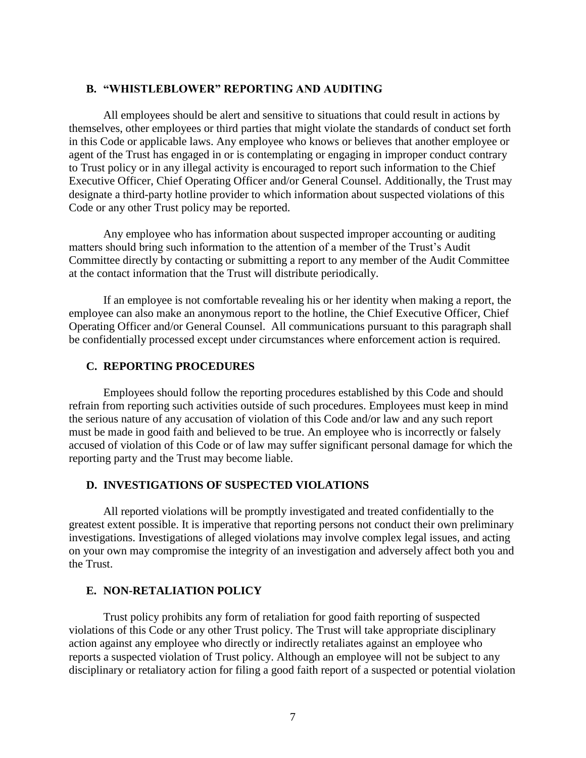### B. "WHISTLEBLOWER" REPORTING AND AUDITING

All employees should be alert and sensitive to situations that could result in actions by themselves, other employees or third parties that might violate the standards of conduct set forth in this Code or applicable laws. Any employee who knows or believes that another employee or agent of the Trust has engaged in or is contemplating or engaging in improper conduct contrary to Trust policy or in any illegal activity is encouraged to report such information to the Chief Executive Officer, Chief Operating Officer and/or General Counsel. Additionally, the Trust may designate a third-party hotline provider to which information about suspected violations of this Code or any other Trust policy may be reported.

Any employee who has information about suspected improper accounting or auditing matters should bring such information to the attention of a member of the Trust's Audit Committee directly by contacting or submitting a report to any member of the Audit Committee at the contact information that the Trust will distribute periodically.

If an employee is not comfortable revealing his or her identity when making a report, the employee can also make an anonymous report to the hotline, the Chief Executive Officer, Chief Operating Officer and/or General Counsel. All communications pursuant to this paragraph shall be confidentially processed except under circumstances where enforcement action is required.

### C. REPORTING PROCEDURES

Employees should follow the reporting procedures established by this Code and should refrain from reporting such activities outside of such procedures. Employees must keep in mind the serious nature of any accusation of violation of this Code and/or law and any such report must be made in good faith and believed to be true. An employee who is incorrectly or falsely accused of violation of this Code or of law may suffer significant personal damage for which the reporting party and the Trust may become liable.

### D. INVESTIGATIONS OF SUSPECTED VIOLATIONS

All reported violations will be promptly investigated and treated confidentially to the greatest extent possible. It is imperative that reporting persons not conduct their own preliminary investigations. Investigations of alleged violations may involve complex legal issues, and acting on your own may compromise the integrity of an investigation and adversely affect both you and the Trust.

### E. NON-RETALIATION POLICY

Trust policy prohibits any form of retaliation for good faith reporting of suspected violations of this Code or any other Trust policy. The Trust will take appropriate disciplinary action against any employee who directly or indirectly retaliates against an employee who reports a suspected violation of Trust policy. Although an employee will not be subject to any disciplinary or retaliatory action for filing a good faith report of a suspected or potential violation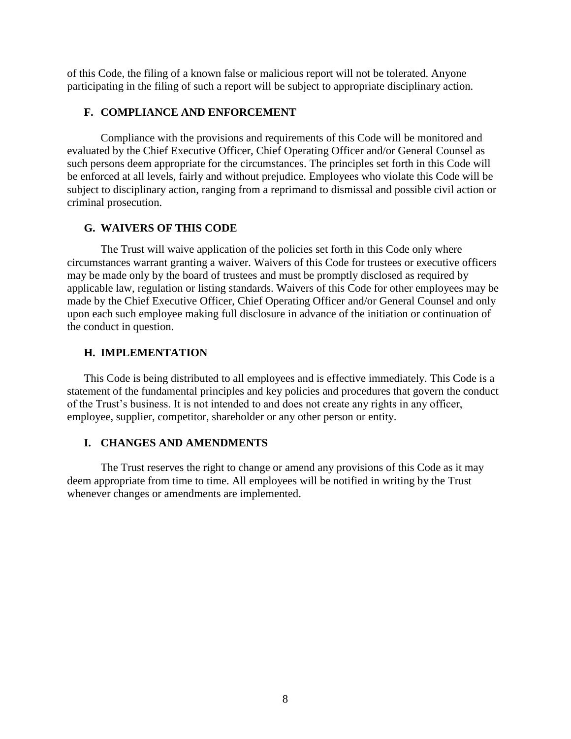of this Code, the filing of a known false or malicious report will not be tolerated. Anyone participating in the filing of such a report will be subject to appropriate disciplinary action.

### F. COMPLIANCE AND ENFORCEMENT

Compliance with the provisions and requirements of this Code will be monitored and evaluated by the Chief Executive Officer, Chief Operating Officer and/or General Counsel as such persons deem appropriate for the circumstances. The principles set forth in this Code will be enforced at all levels, fairly and without prejudice. Employees who violate this Code will be subject to disciplinary action, ranging from a reprimand to dismissal and possible civil action or criminal prosecution.

### G. WAIVERS OF THIS CODE

The Trust will waive application of the policies set forth in this Code only where circumstances warrant granting a waiver. Waivers of this Code for trustees or executive officers may be made only by the board of trustees and must be promptly disclosed as required by applicable law, regulation or listing standards. Waivers of this Code for other employees may be made by the Chief Executive Officer, Chief Operating Officer and/or General Counsel and only upon each such employee making full disclosure in advance of the initiation or continuation of the conduct in question.

### H. IMPLEMENTATION

This Code is being distributed to all employees and is effective immediately. This Code is a statement of the fundamental principles and key policies and procedures that govern the conduct of the Trust's business. It is not intended to and does not create any rights in any officer, employee, supplier, competitor, shareholder or any other person or entity.

### I. CHANGES AND AMENDMENTS

The Trust reserves the right to change or amend any provisions of this Code as it may deem appropriate from time to time. All employees will be notified in writing by the Trust whenever changes or amendments are implemented.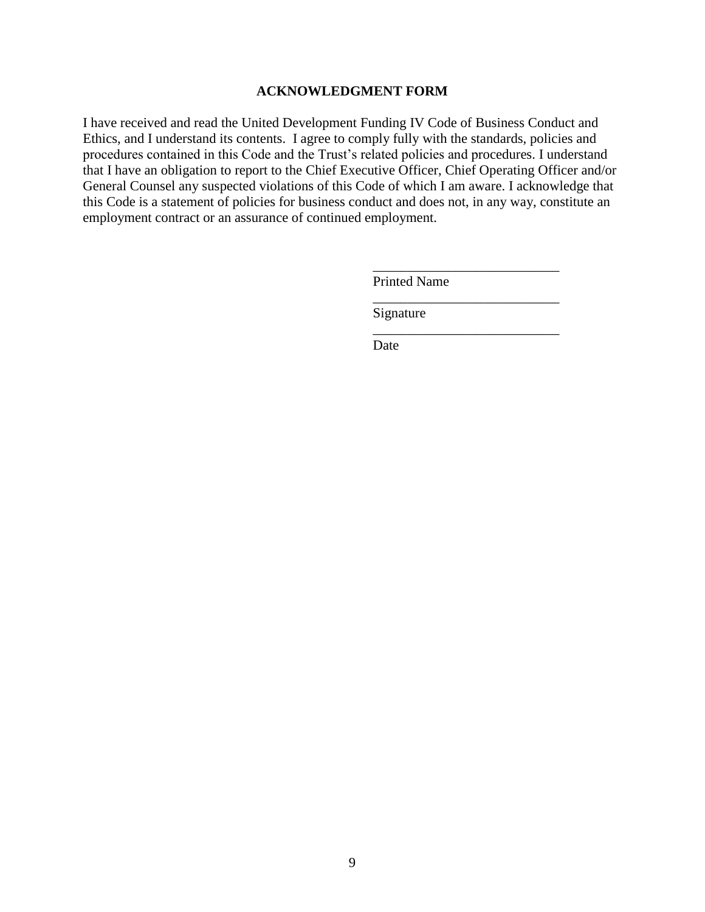**ACKNOWLEDGMENT FORM**

I have received and read the United Development Funding IV Code of Business Conduct and Ethics, and I understand its contents. I agree to comply fully with the standards, policies and procedures contained in this Code and the Trust's related policies and procedures. I understand that I have an obligation to report to the Chief Executive Officer, Chief Operating Officer and/or General Counsel any suspected violations of this Code of which I am aware. I acknowledge that this Code is a statement of policies for business conduct and does not, in any way, constitute an employment contract or an assurance of continued employment.

___________________________
Printed Name

___________________________
Signature

___________________________
Date